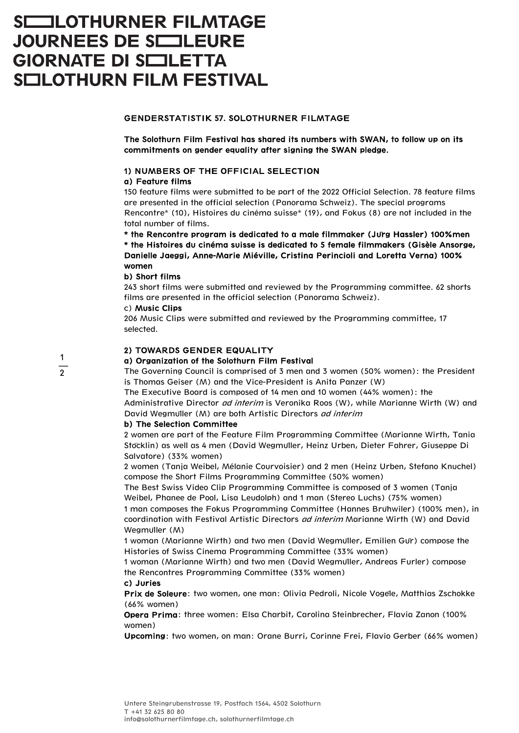# SOLOTHURNER FILMTAGE
# JOURNEES DE SOLEURE
# GIORNATE DI SOLETTA
# SOLOTHURN FILM FESTIVAL

## GENDERSTATISTIK 57. SOLOTHURNER FILMTAGE

**The Solothurn Film Festival has shared its numbers with SWAN, to follow up on its commitments on gender equality after signing the SWAN pledge.**

### 1) NUMBERS OF THE OFFICIAL SELECTION

#### a) Feature films

150 feature films were submitted to be part of the 2022 Official Selection. 78 feature films are presented in the official selection (Panorama Schweiz). The special programs Rencontre* (10), Histoires du cinéma suisse* (19), and Fokus (8) are not included in the total number of films.

**\* the Rencontre program is dedicated to a male filmmaker (Jürg Hassler) 100%men**
**\* the Histoires du cinéma suisse is dedicated to 5 female filmmakers (Gisèle Ansorge, Danielle Jaeggi, Anne-Marie Miéville, Cristina Perincioli and Loretta Verna) 100% women**

#### b) Short films

243 short films were submitted and reviewed by the Programming committee. 62 shorts films are presented in the official selection (Panorama Schweiz).

#### c) Music Clips

206 Music Clips were submitted and reviewed by the Programming committee, 17 selected.

### 2) TOWARDS GENDER EQUALITY

#### a) Organization of the Solothurn Film Festival

The Governing Council is comprised of 3 men and 3 women (50% women): the President is Thomas Geiser (M) and the Vice-President is Anita Panzer (W)
The Executive Board is composed of 14 men and 10 women (44% women): the Administrative Director *ad interim* is Veronika Roos (W), while Marianne Wirth (W) and David Wegmüller (M) are both Artistic Directors *ad interim*

#### b) The Selection Committee

2 women are part of the Feature Film Programming Committee (Marianne Wirth, Tania Stöcklin) as well as 4 men (David Wegmüller, Heinz Urben, Dieter Fahrer, Giuseppe Di Salvatore) (33% women)
2 women (Tanja Weibel, Mélanie Courvoisier) and 2 men (Heinz Urben, Stefano Knuchel) compose the Short Films Programming Committee (50% women)
The Best Swiss Video Clip Programming Committee is composed of 3 women (Tanja Weibel, Phanee de Pool, Lisa Leudolph) and 1 man (Stereo Luchs) (75% women)
1 man composes the Fokus Programming Committee (Hannes Brühwiler) (100% men), in coordination with Festival Artistic Directors *ad interim* Marianne Wirth (W) and David Wegmüller (M)
1 woman (Marianne Wirth) and two men (David Wegmüller, Emilien Gür) compose the Histories of Swiss Cinema Programming Committee (33% women)
1 woman (Marianne Wirth) and two men (David Wegmüller, Andreas Furler) compose the Rencontres Programming Committee (33% women)

#### c) Juries

**Prix de Soleure**: two women, one man: Olivia Pedroli, Nicole Vögele, Matthias Zschokke (66% women)
**Opera Prima**: three women: Elsa Charbit, Carolina Steinbrecher, Flavia Zanon (100% women)
**Upcoming**: two women, on man: Orane Burri, Corinne Frei, Flavio Gerber (66% women)

Untere Steingrubenstrasse 19, Postfach 1564, 4502 Solothurn
T +41 32 625 80 80
info@solothurnerfilmtage.ch, solothurnerfilmtage.ch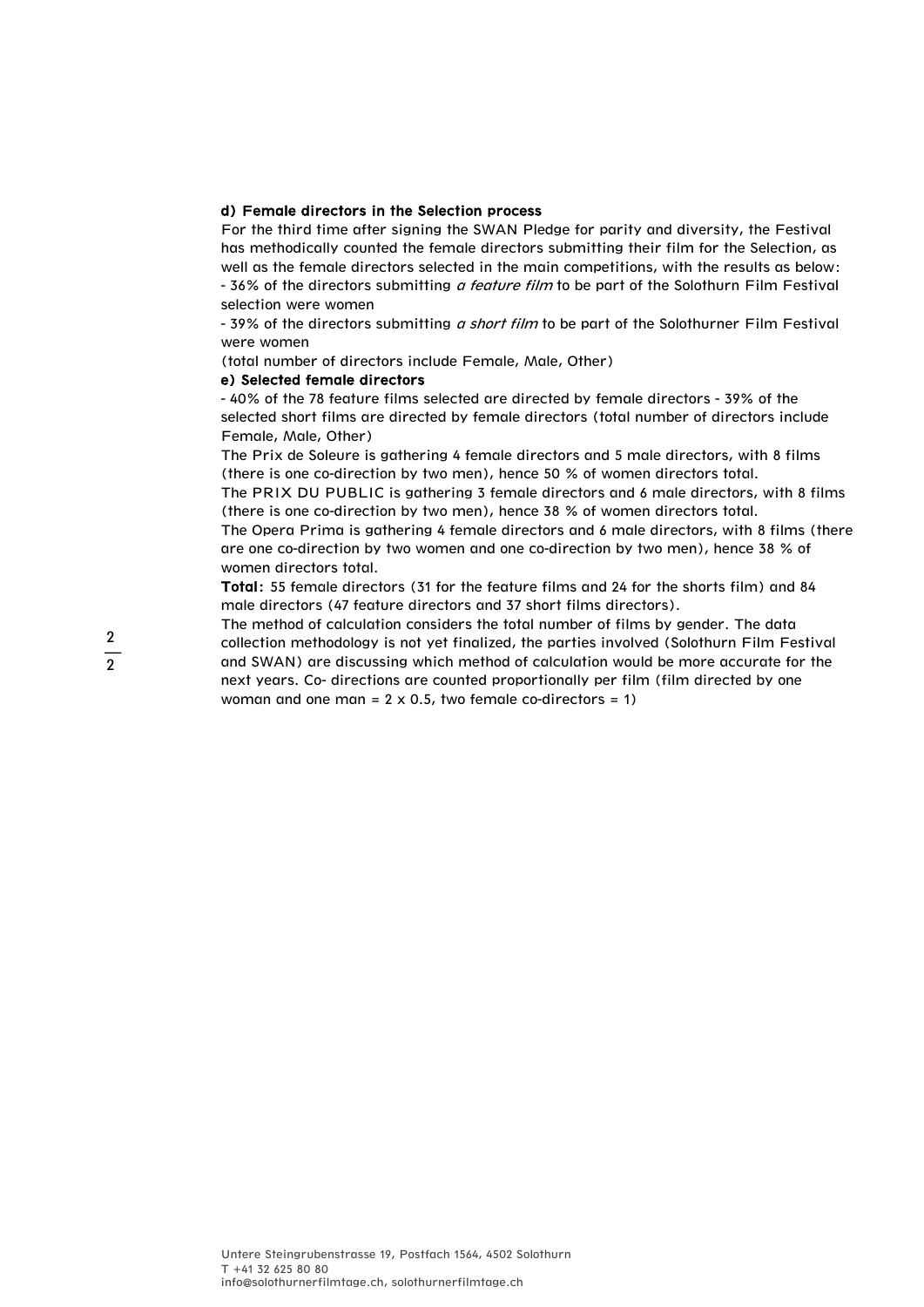#### d) Female directors in the Selection process

For the third time after signing the SWAN Pledge for parity and diversity, the Festival has methodically counted the female directors submitting their film for the Selection, as well as the female directors selected in the main competitions, with the results as below:

- 36% of the directors submitting *a feature film* to be part of the Solothurn Film Festival selection were women
- 39% of the directors submitting *a short film* to be part of the Solothurner Film Festival were women

(total number of directors include Female, Male, Other)

#### e) Selected female directors

- 40% of the 78 feature films selected are directed by female directors - 39% of the selected short films are directed by female directors (total number of directors include Female, Male, Other)

The Prix de Soleure is gathering 4 female directors and 5 male directors, with 8 films (there is one co-direction by two men), hence 50 % of women directors total.

The PRIX DU PUBLIC is gathering 3 female directors and 6 male directors, with 8 films (there is one co-direction by two men), hence 38 % of women directors total.

The Opera Prima is gathering 4 female directors and 6 male directors, with 8 films (there are one co-direction by two women and one co-direction by two men), hence 38 % of women directors total.

**Total:** 55 female directors (31 for the feature films and 24 for the shorts film) and 84 male directors (47 feature directors and 37 short films directors).

The method of calculation considers the total number of films by gender. The data collection methodology is not yet finalized, the parties involved (Solothurn Film Festival and SWAN) are discussing which method of calculation would be more accurate for the next years. Co- directions are counted proportionally per film (film directed by one woman and one man = 2 x 0.5, two female co-directors = 1)

Untere Steingrubenstrasse 19, Postfach 1564, 4502 Solothurn
T +41 32 625 80 80
info@solothurnerfilmtage.ch, solothurnerfilmtage.ch